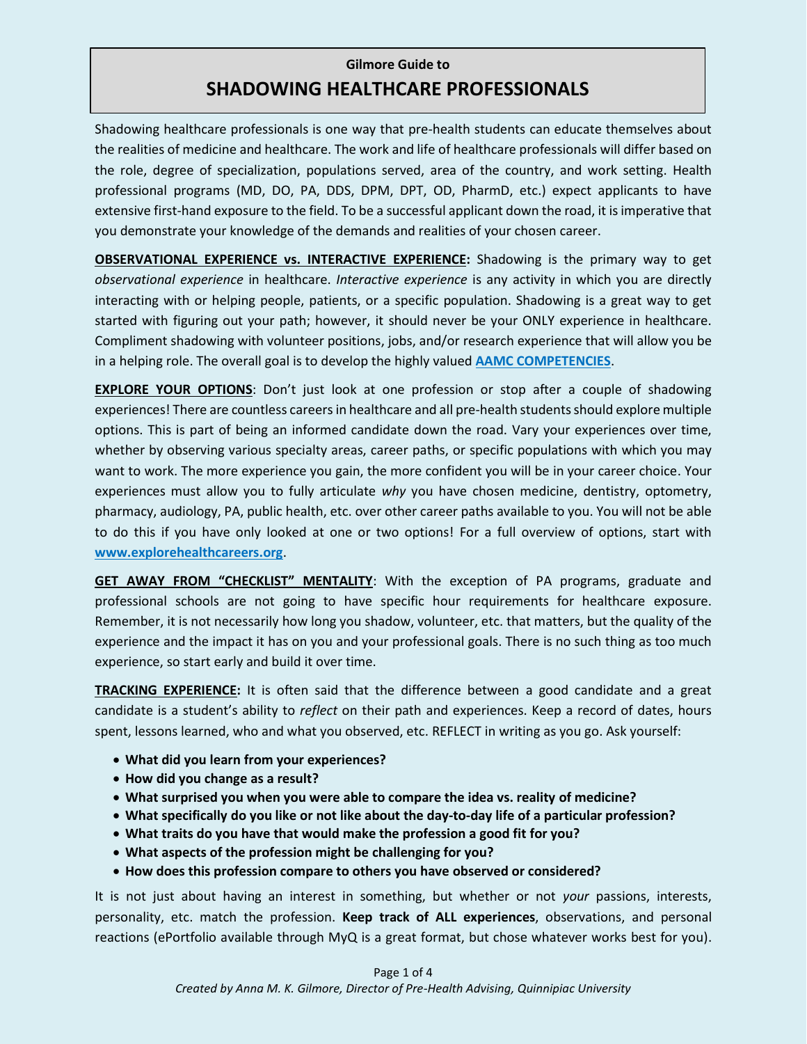**Gilmore Guide to**

# SHADOWING HEALTHCARE PROFESSIONALS

Shadowing healthcare professionals is one way that pre-health students can educate themselves about the realities of medicine and healthcare. The work and life of healthcare professionals will differ based on the role, degree of specialization, populations served, area of the country, and work setting. Health professional programs (MD, DO, PA, DDS, DPM, DPT, OD, PharmD, etc.) expect applicants to have extensive first-hand exposure to the field. To be a successful applicant down the road, it is imperative that you demonstrate your knowledge of the demands and realities of your chosen career.

**OBSERVATIONAL EXPERIENCE vs. INTERACTIVE EXPERIENCE:** Shadowing is the primary way to get *observational experience* in healthcare. *Interactive experience* is any activity in which you are directly interacting with or helping people, patients, or a specific population. Shadowing is a great way to get started with figuring out your path; however, it should never be your ONLY experience in healthcare. Compliment shadowing with volunteer positions, jobs, and/or research experience that will allow you be in a helping role. The overall goal is to develop the highly valued **AAMC COMPETENCIES**.

**EXPLORE YOUR OPTIONS**: Don't just look at one profession or stop after a couple of shadowing experiences! There are countless careers in healthcare and all pre-health students should explore multiple options. This is part of being an informed candidate down the road. Vary your experiences over time, whether by observing various specialty areas, career paths, or specific populations with which you may want to work. The more experience you gain, the more confident you will be in your career choice. Your experiences must allow you to fully articulate *why* you have chosen medicine, dentistry, optometry, pharmacy, audiology, PA, public health, etc. over other career paths available to you. You will not be able to do this if you have only looked at one or two options! For a full overview of options, start with **www.explorehealthcareers.org**.

**GET AWAY FROM "CHECKLIST" MENTALITY**: With the exception of PA programs, graduate and professional schools are not going to have specific hour requirements for healthcare exposure. Remember, it is not necessarily how long you shadow, volunteer, etc. that matters, but the quality of the experience and the impact it has on you and your professional goals. There is no such thing as too much experience, so start early and build it over time.

**TRACKING EXPERIENCE:** It is often said that the difference between a good candidate and a great candidate is a student's ability to *reflect* on their path and experiences. Keep a record of dates, hours spent, lessons learned, who and what you observed, etc. REFLECT in writing as you go. Ask yourself:

- **What did you learn from your experiences?**
- **How did you change as a result?**
- **What surprised you when you were able to compare the idea vs. reality of medicine?**
- **What specifically do you like or not like about the day-to-day life of a particular profession?**
- **What traits do you have that would make the profession a good fit for you?**
- **What aspects of the profession might be challenging for you?**
- **How does this profession compare to others you have observed or considered?**

It is not just about having an interest in something, but whether or not *your* passions, interests, personality, etc. match the profession. **Keep track of ALL experiences**, observations, and personal reactions (ePortfolio available through MyQ is a great format, but chose whatever works best for you).

*Created by Anna M. K. Gilmore, Director of Pre-Health Advising, Quinnipiac University*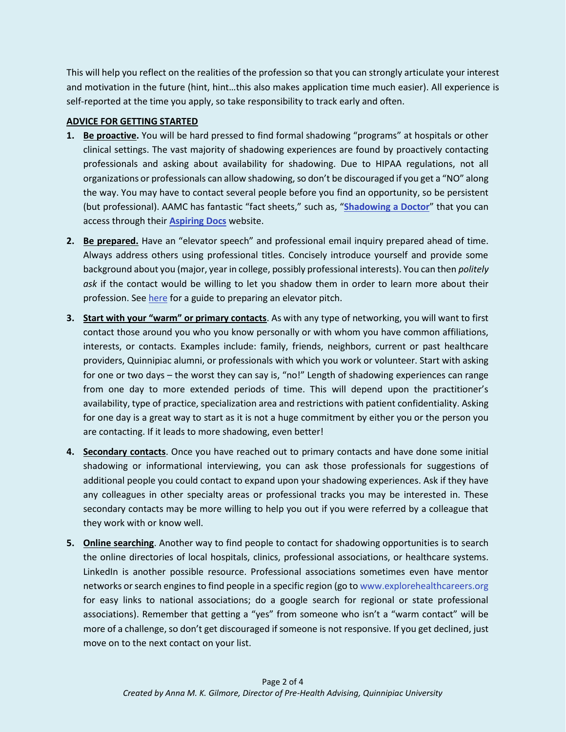This will help you reflect on the realities of the profession so that you can strongly articulate your interest and motivation in the future (hint, hint…this also makes application time much easier). All experience is self-reported at the time you apply, so take responsibility to track early and often.

**ADVICE FOR GETTING STARTED**

1. **Be proactive.** You will be hard pressed to find formal shadowing "programs" at hospitals or other clinical settings. The vast majority of shadowing experiences are found by proactively contacting professionals and asking about availability for shadowing. Due to HIPAA regulations, not all organizations or professionals can allow shadowing, so don't be discouraged if you get a "NO" along the way. You may have to contact several people before you find an opportunity, so be persistent (but professional). AAMC has fantastic "fact sheets," such as, "**Shadowing a Doctor**" that you can access through their **Aspiring Docs** website.

2. **Be prepared.** Have an "elevator speech" and professional email inquiry prepared ahead of time. Always address others using professional titles. Concisely introduce yourself and provide some background about you (major, year in college, possibly professional interests). You can then *politely ask* if the contact would be willing to let you shadow them in order to learn more about their profession. See here for a guide to preparing an elevator pitch.

3. **Start with your "warm" or primary contacts**. As with any type of networking, you will want to first contact those around you who you know personally or with whom you have common affiliations, interests, or contacts. Examples include: family, friends, neighbors, current or past healthcare providers, Quinnipiac alumni, or professionals with which you work or volunteer. Start with asking for one or two days – the worst they can say is, "no!" Length of shadowing experiences can range from one day to more extended periods of time. This will depend upon the practitioner's availability, type of practice, specialization area and restrictions with patient confidentiality. Asking for one day is a great way to start as it is not a huge commitment by either you or the person you are contacting. If it leads to more shadowing, even better!

4. **Secondary contacts**. Once you have reached out to primary contacts and have done some initial shadowing or informational interviewing, you can ask those professionals for suggestions of additional people you could contact to expand upon your shadowing experiences. Ask if they have any colleagues in other specialty areas or professional tracks you may be interested in. These secondary contacts may be more willing to help you out if you were referred by a colleague that they work with or know well.

5. **Online searching**. Another way to find people to contact for shadowing opportunities is to search the online directories of local hospitals, clinics, professional associations, or healthcare systems. LinkedIn is another possible resource. Professional associations sometimes even have mentor networks or search engines to find people in a specific region (go to www.explorehealthcareers.org for easy links to national associations; do a google search for regional or state professional associations). Remember that getting a "yes" from someone who isn't a "warm contact" will be more of a challenge, so don't get discouraged if someone is not responsive. If you get declined, just move on to the next contact on your list.

*Created by Anna M. K. Gilmore, Director of Pre-Health Advising, Quinnipiac University*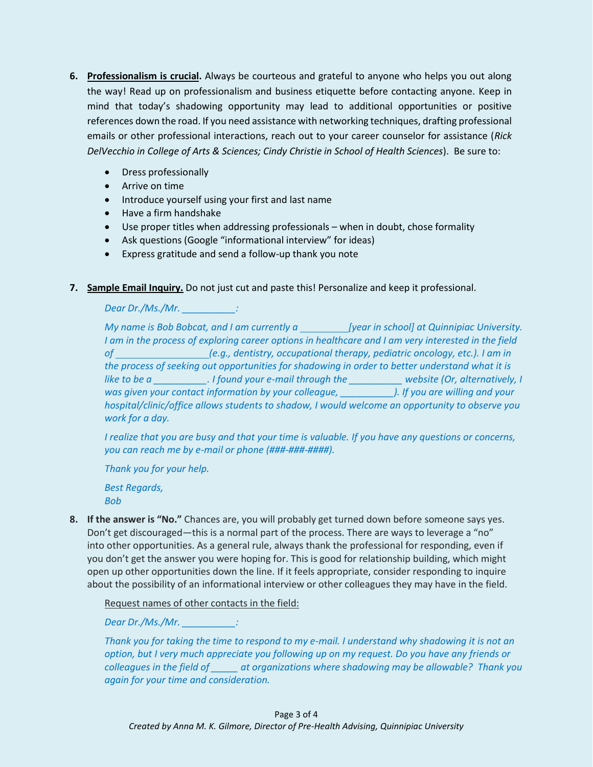6. **Professionalism is crucial.** Always be courteous and grateful to anyone who helps you out along the way! Read up on professionalism and business etiquette before contacting anyone. Keep in mind that today's shadowing opportunity may lead to additional opportunities or positive references down the road. If you need assistance with networking techniques, drafting professional emails or other professional interactions, reach out to your career counselor for assistance (*Rick DelVecchio in College of Arts & Sciences; Cindy Christie in School of Health Sciences*). Be sure to:

   - Dress professionally
   - Arrive on time
   - Introduce yourself using your first and last name
   - Have a firm handshake
   - Use proper titles when addressing professionals – when in doubt, chose formality
   - Ask questions (Google "informational interview" for ideas)
   - Express gratitude and send a follow-up thank you note

7. **Sample Email Inquiry.** Do not just cut and paste this! Personalize and keep it professional.

   *Dear Dr./Ms./Mr. __________:*

   *My name is Bob Bobcat, and I am currently a _________[year in school] at Quinnipiac University. I am in the process of exploring career options in healthcare and I am very interested in the field of _________________(e.g., dentistry, occupational therapy, pediatric oncology, etc.). I am in the process of seeking out opportunities for shadowing in order to better understand what it is like to be a __________. I found your e-mail through the __________ website (Or, alternatively, I was given your contact information by your colleague, __________). If you are willing and your hospital/clinic/office allows students to shadow, I would welcome an opportunity to observe you work for a day.*

   *I realize that you are busy and that your time is valuable. If you have any questions or concerns, you can reach me by e-mail or phone (###-###-####).*

   *Thank you for your help.*

   *Best Regards,*
   *Bob*

8. **If the answer is "No."** Chances are, you will probably get turned down before someone says yes. Don't get discouraged—this is a normal part of the process. There are ways to leverage a "no" into other opportunities. As a general rule, always thank the professional for responding, even if you don't get the answer you were hoping for. This is good for relationship building, which might open up other opportunities down the line. If it feels appropriate, consider responding to inquire about the possibility of an informational interview or other colleagues they may have in the field.

   Request names of other contacts in the field:

   *Dear Dr./Ms./Mr. __________:*

   *Thank you for taking the time to respond to my e-mail. I understand why shadowing it is not an option, but I very much appreciate you following up on my request. Do you have any friends or colleagues in the field of _____ at organizations where shadowing may be allowable? Thank you again for your time and consideration.*

*Created by Anna M. K. Gilmore, Director of Pre-Health Advising, Quinnipiac University*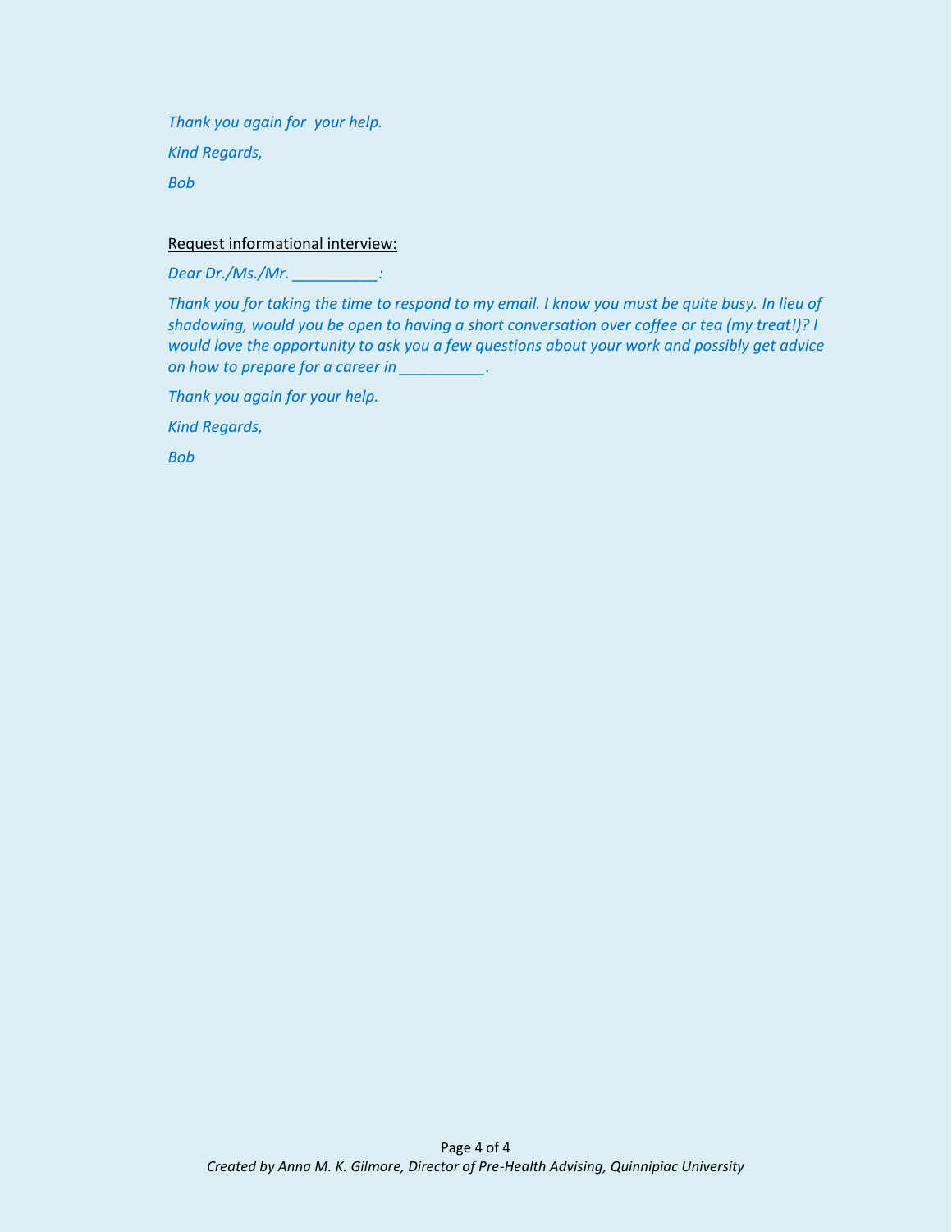*Thank you again for your help.*

*Kind Regards,*

*Bob*

<u>Request informational interview:</u>

*Dear Dr./Ms./Mr. __________:*

*Thank you for taking the time to respond to my email. I know you must be quite busy. In lieu of shadowing, would you be open to having a short conversation over coffee or tea (my treat!)? I would love the opportunity to ask you a few questions about your work and possibly get advice on how to prepare for a career in __________.*

*Thank you again for your help.*

*Kind Regards,*

*Bob*

*Created by Anna M. K. Gilmore, Director of Pre-Health Advising, Quinnipiac University*